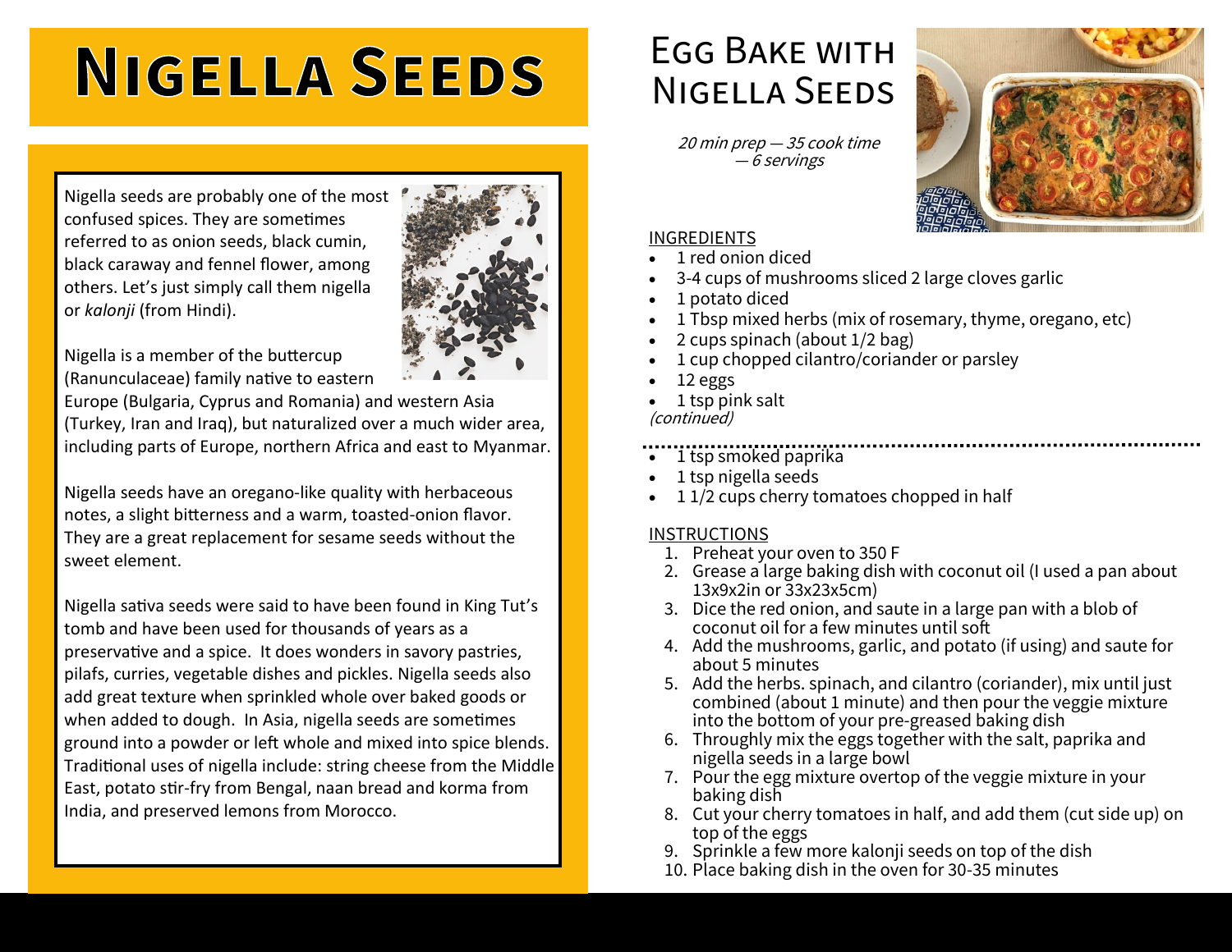# Nigella Seeds

Nigella seeds are probably one of the most confused spices. They are sometimes referred to as onion seeds, black cumin, black caraway and fennel flower, among others. Let's just simply call them nigella or *kalonji* (from Hindi).

Nigella is a member of the buttercup (Ranunculaceae) family native to eastern Europe (Bulgaria, Cyprus and Romania) and western Asia (Turkey, Iran and Iraq), but naturalized over a much wider area, including parts of Europe, northern Africa and east to Myanmar.

Nigella seeds have an oregano-like quality with herbaceous notes, a slight bitterness and a warm, toasted-onion flavor. They are a great replacement for sesame seeds without the sweet element.

Nigella sativa seeds were said to have been found in King Tut's tomb and have been used for thousands of years as a preservative and a spice. It does wonders in savory pastries, pilafs, curries, vegetable dishes and pickles. Nigella seeds also add great texture when sprinkled whole over baked goods or when added to dough. In Asia, nigella seeds are sometimes ground into a powder or left whole and mixed into spice blends. Traditional uses of nigella include: string cheese from the Middle East, potato stir-fry from Bengal, naan bread and korma from India, and preserved lemons from Morocco.

## Egg Bake with Nigella Seeds

*20 min prep — 35 cook time — 6 servings*

### INGREDIENTS

- 1 red onion diced
- 3-4 cups of mushrooms sliced 2 large cloves garlic
- 1 potato diced
- 1 Tbsp mixed herbs (mix of rosemary, thyme, oregano, etc)
- 2 cups spinach (about 1/2 bag)
- 1 cup chopped cilantro/coriander or parsley
- 12 eggs
- 1 tsp pink salt

*(continued)*

- 1 tsp smoked paprika
- 1 tsp nigella seeds
- 1 1/2 cups cherry tomatoes chopped in half

### INSTRUCTIONS

1. Preheat your oven to 350 F
2. Grease a large baking dish with coconut oil (I used a pan about 13x9x2in or 33x23x5cm)
3. Dice the red onion, and saute in a large pan with a blob of coconut oil for a few minutes until soft
4. Add the mushrooms, garlic, and potato (if using) and saute for about 5 minutes
5. Add the herbs. spinach, and cilantro (coriander), mix until just combined (about 1 minute) and then pour the veggie mixture into the bottom of your pre-greased baking dish
6. Throughly mix the eggs together with the salt, paprika and nigella seeds in a large bowl
7. Pour the egg mixture overtop of the veggie mixture in your baking dish
8. Cut your cherry tomatoes in half, and add them (cut side up) on top of the eggs
9. Sprinkle a few more kalonji seeds on top of the dish
10. Place baking dish in the oven for 30-35 minutes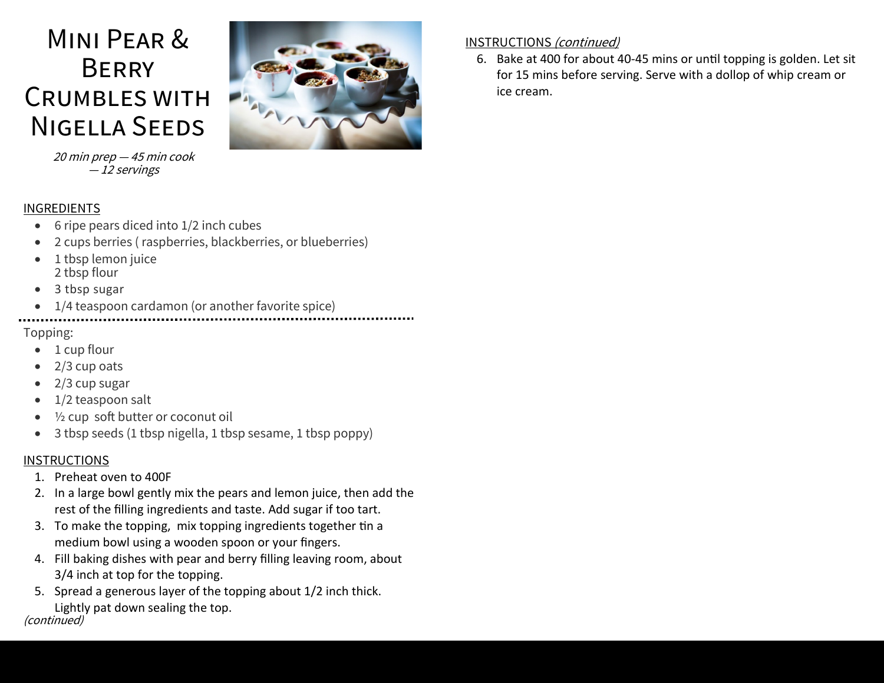# Mini Pear & Berry Crumbles with Nigella Seeds

*20 min prep — 45 min cook — 12 servings*

## INGREDIENTS

- 6 ripe pears diced into 1/2 inch cubes
- 2 cups berries ( raspberries, blackberries, or blueberries)
- 1 tbsp lemon juice
  2 tbsp flour
- 3 tbsp sugar
- 1/4 teaspoon cardamon (or another favorite spice)

Topping:

- 1 cup flour
- 2/3 cup oats
- 2/3 cup sugar
- 1/2 teaspoon salt
- ½ cup  soft butter or coconut oil
- 3 tbsp seeds (1 tbsp nigella, 1 tbsp sesame, 1 tbsp poppy)

## INSTRUCTIONS

1. Preheat oven to 400F
2. In a large bowl gently mix the pears and lemon juice, then add the rest of the filling ingredients and taste. Add sugar if too tart.
3. To make the topping,  mix topping ingredients together tin a medium bowl using a wooden spoon or your fingers.
4. Fill baking dishes with pear and berry filling leaving room, about 3/4 inch at top for the topping.
5. Spread a generous layer of the topping about 1/2 inch thick. Lightly pat down sealing the top.

*(continued)*

## INSTRUCTIONS *(continued)*

6. Bake at 400 for about 40-45 mins or until topping is golden. Let sit for 15 mins before serving. Serve with a dollop of whip cream or ice cream.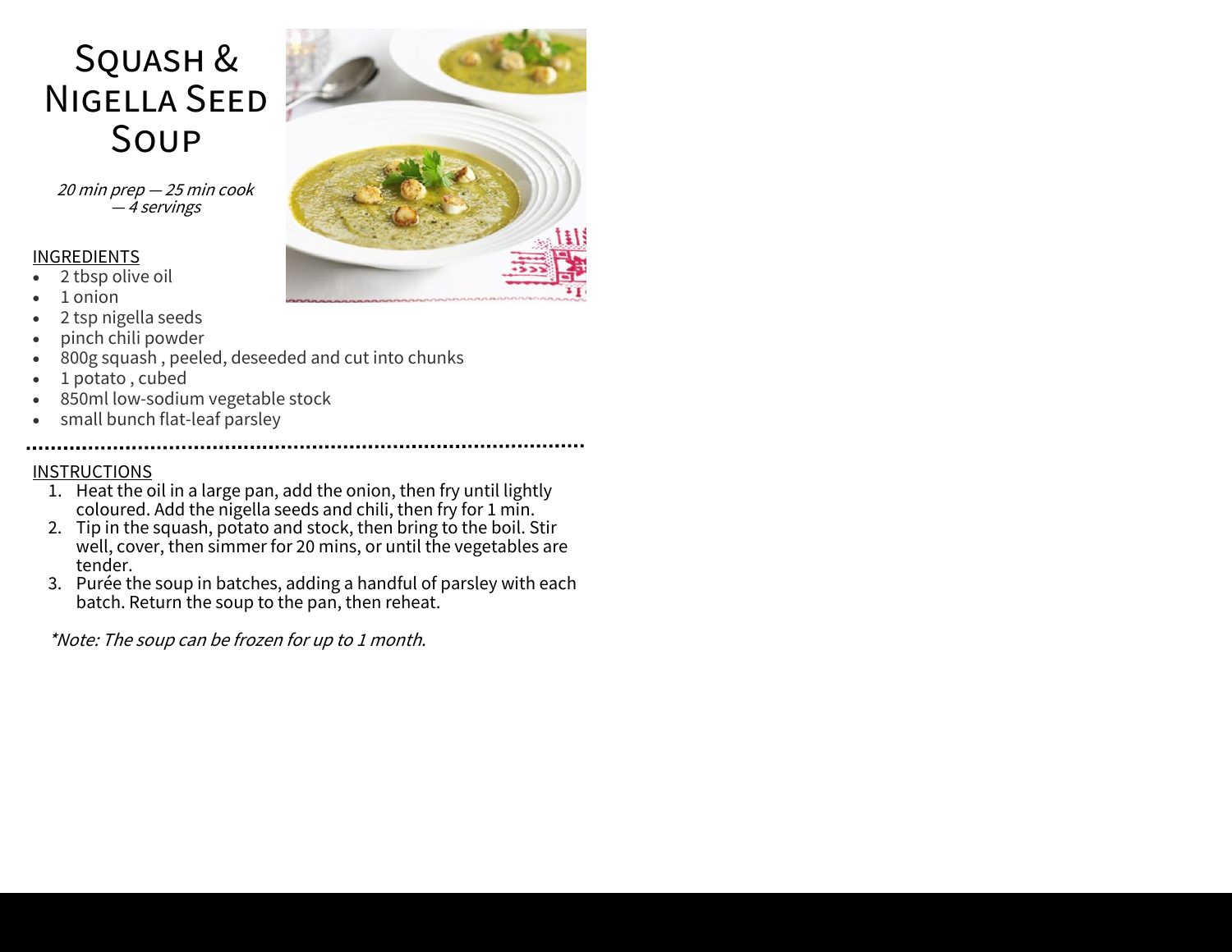# Squash & Nigella Seed Soup

*20 min prep — 25 min cook — 4 servings*

INGREDIENTS

- 2 tbsp olive oil
- 1 onion
- 2 tsp nigella seeds
- pinch chili powder
- 800g squash , peeled, deseeded and cut into chunks
- 1 potato , cubed
- 850ml low-sodium vegetable stock
- small bunch flat-leaf parsley

INSTRUCTIONS

1. Heat the oil in a large pan, add the onion, then fry until lightly coloured. Add the nigella seeds and chili, then fry for 1 min.
2. Tip in the squash, potato and stock, then bring to the boil. Stir well, cover, then simmer for 20 mins, or until the vegetables are tender.
3. Purée the soup in batches, adding a handful of parsley with each batch. Return the soup to the pan, then reheat.

*\*Note: The soup can be frozen for up to 1 month.*